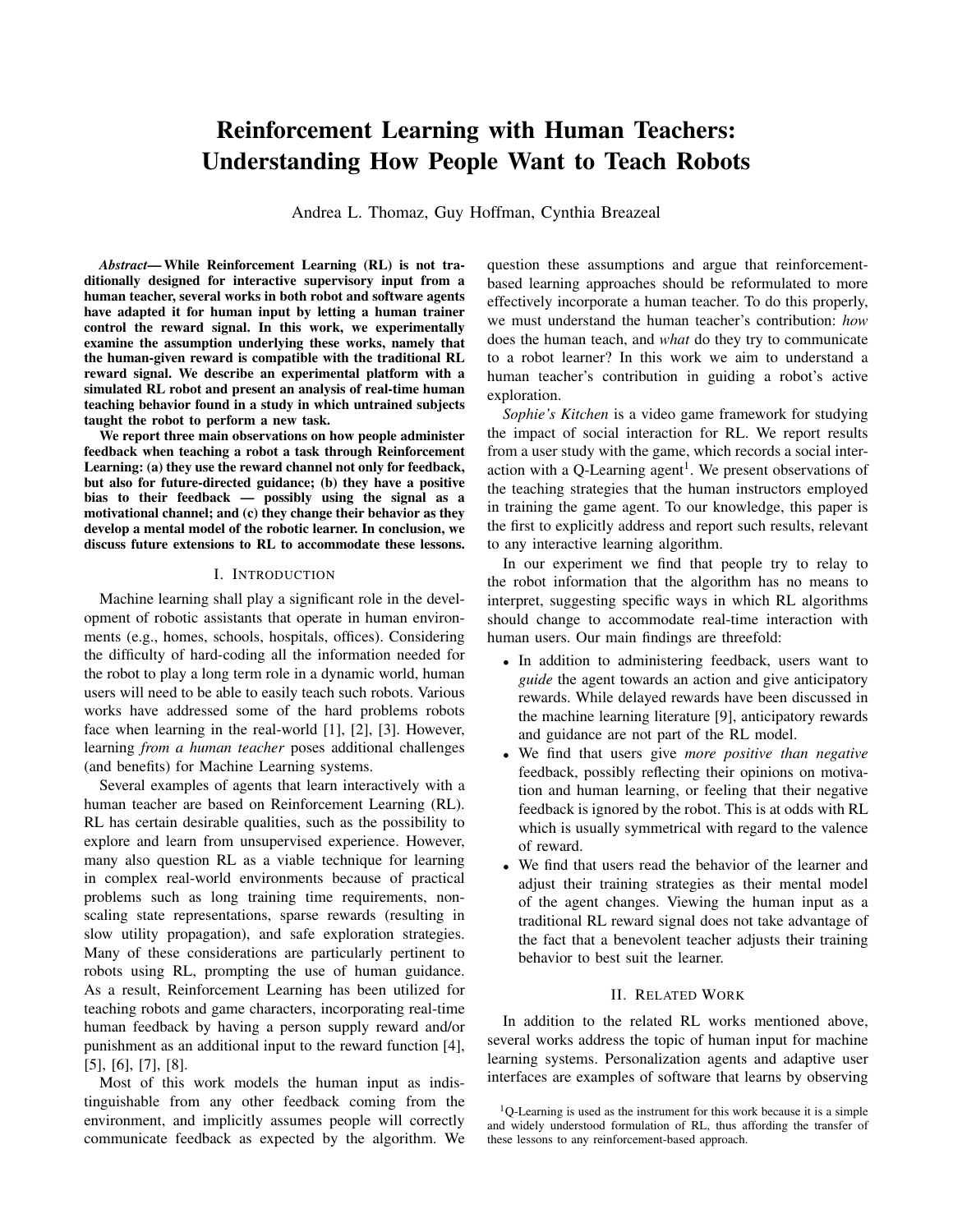# Reinforcement Learning with Human Teachers: Understanding How People Want to Teach Robots

Andrea L. Thomaz, Guy Hoffman, Cynthia Breazeal

***Abstract*— While Reinforcement Learning (RL) is not traditionally designed for interactive supervisory input from a human teacher, several works in both robot and software agents have adapted it for human input by letting a human trainer control the reward signal. In this work, we experimentally examine the assumption underlying these works, namely that the human-given reward is compatible with the traditional RL reward signal. We describe an experimental platform with a simulated RL robot and present an analysis of real-time human teaching behavior found in a study in which untrained subjects taught the robot to perform a new task.**

**We report three main observations on how people administer feedback when teaching a robot a task through Reinforcement Learning: (a) they use the reward channel not only for feedback, but also for future-directed guidance; (b) they have a positive bias to their feedback — possibly using the signal as a motivational channel; and (c) they change their behavior as they develop a mental model of the robotic learner. In conclusion, we discuss future extensions to RL to accommodate these lessons.**

## I. Introduction

Machine learning shall play a significant role in the development of robotic assistants that operate in human environments (e.g., homes, schools, hospitals, offices). Considering the difficulty of hard-coding all the information needed for the robot to play a long term role in a dynamic world, human users will need to be able to easily teach such robots. Various works have addressed some of the hard problems robots face when learning in the real-world [1], [2], [3]. However, learning *from a human teacher* poses additional challenges (and benefits) for Machine Learning systems.

Several examples of agents that learn interactively with a human teacher are based on Reinforcement Learning (RL). RL has certain desirable qualities, such as the possibility to explore and learn from unsupervised experience. However, many also question RL as a viable technique for learning in complex real-world environments because of practical problems such as long training time requirements, non-scaling state representations, sparse rewards (resulting in slow utility propagation), and safe exploration strategies. Many of these considerations are particularly pertinent to robots using RL, prompting the use of human guidance. As a result, Reinforcement Learning has been utilized for teaching robots and game characters, incorporating real-time human feedback by having a person supply reward and/or punishment as an additional input to the reward function [4], [5], [6], [7], [8].

Most of this work models the human input as indistinguishable from any other feedback coming from the environment, and implicitly assumes people will correctly communicate feedback as expected by the algorithm. We question these assumptions and argue that reinforcement-based learning approaches should be reformulated to more effectively incorporate a human teacher. To do this properly, we must understand the human teacher's contribution: *how* does the human teach, and *what* do they try to communicate to a robot learner? In this work we aim to understand a human teacher's contribution in guiding a robot's active exploration.

*Sophie's Kitchen* is a video game framework for studying the impact of social interaction for RL. We report results from a user study with the game, which records a social interaction with a Q-Learning agent[1]. We present observations of the teaching strategies that the human instructors employed in training the game agent. To our knowledge, this paper is the first to explicitly address and report such results, relevant to any interactive learning algorithm.

In our experiment we find that people try to relay to the robot information that the algorithm has no means to interpret, suggesting specific ways in which RL algorithms should change to accommodate real-time interaction with human users. Our main findings are threefold:

- In addition to administering feedback, users want to *guide* the agent towards an action and give anticipatory rewards. While delayed rewards have been discussed in the machine learning literature [9], anticipatory rewards and guidance are not part of the RL model.
- We find that users give *more positive than negative* feedback, possibly reflecting their opinions on motivation and human learning, or feeling that their negative feedback is ignored by the robot. This is at odds with RL which is usually symmetrical with regard to the valence of reward.
- We find that users read the behavior of the learner and adjust their training strategies as their mental model of the agent changes. Viewing the human input as a traditional RL reward signal does not take advantage of the fact that a benevolent teacher adjusts their training behavior to best suit the learner.

## II. Related Work

In addition to the related RL works mentioned above, several works address the topic of human input for machine learning systems. Personalization agents and adaptive user interfaces are examples of software that learns by observing

[1] Q-Learning is used as the instrument for this work because it is a simple and widely understood formulation of RL, thus affording the transfer of these lessons to any reinforcement-based approach.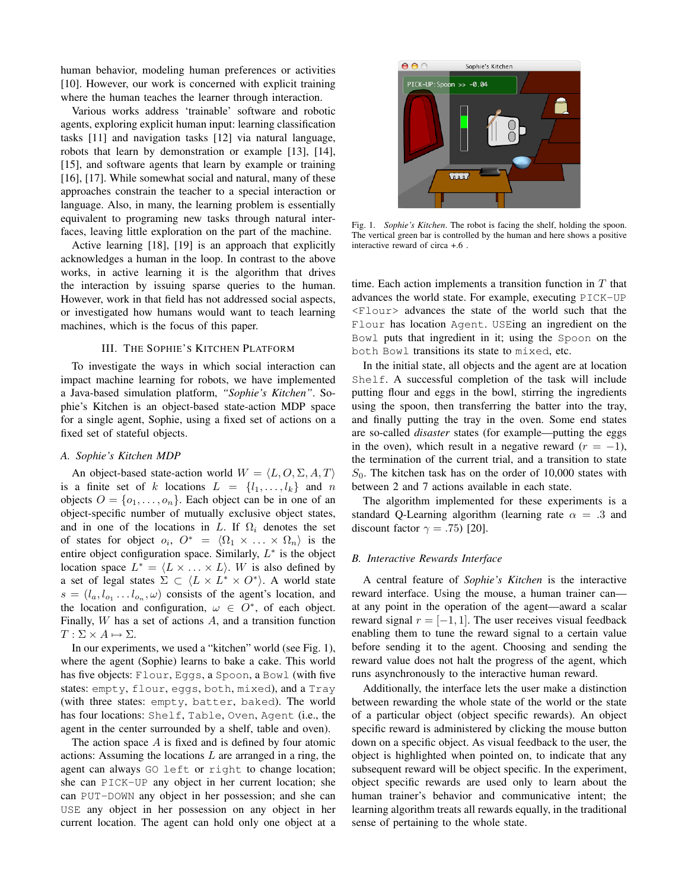human behavior, modeling human preferences or activities [10]. However, our work is concerned with explicit training where the human teaches the learner through interaction.

Various works address 'trainable' software and robotic agents, exploring explicit human input: learning classification tasks [11] and navigation tasks [12] via natural language, robots that learn by demonstration or example [13], [14], [15], and software agents that learn by example or training [16], [17]. While somewhat social and natural, many of these approaches constrain the teacher to a special interaction or language. Also, in many, the learning problem is essentially equivalent to programing new tasks through natural interfaces, leaving little exploration on the part of the machine.

Active learning [18], [19] is an approach that explicitly acknowledges a human in the loop. In contrast to the above works, in active learning it is the algorithm that drives the interaction by issuing sparse queries to the human. However, work in that field has not addressed social aspects, or investigated how humans would want to teach learning machines, which is the focus of this paper.

## III. The Sophie's Kitchen Platform

To investigate the ways in which social interaction can impact machine learning for robots, we have implemented a Java-based simulation platform, *"Sophie's Kitchen"*. Sophie's Kitchen is an object-based state-action MDP space for a single agent, Sophie, using a fixed set of actions on a fixed set of stateful objects.

### A. Sophie's Kitchen MDP

An object-based state-action world $W = \langle L, O, \Sigma, A, T\rangle$ is a finite set of $k$ locations $L = \{l_1, \ldots, l_k\}$ and $n$ objects $O = \{o_1, \ldots, o_n\}$. Each object can be in one of an object-specific number of mutually exclusive object states, and in one of the locations in $L$. If $\Omega_i$ denotes the set of states for object $o_i$, $O^* = \langle \Omega_1 \times \ldots \times \Omega_n \rangle$ is the entire object configuration space. Similarly, $L^*$ is the object location space $L^* = \langle L \times \ldots \times L\rangle$. $W$ is also defined by a set of legal states $\Sigma \subset \langle L \times L^* \times O^* \rangle$. A world state $s = (l_a, l_{o_1} \ldots l_{o_n}, \omega)$ consists of the agent's location, and the location and configuration, $\omega \in O^*$, of each object. Finally, $W$ has a set of actions $A$, and a transition function $T : \Sigma \times A \mapsto \Sigma$.

In our experiments, we used a "kitchen" world (see Fig. 1), where the agent (Sophie) learns to bake a cake. This world has five objects: `Flour`, `Eggs`, a `Spoon`, a `Bowl` (with five states: `empty`, `flour`, `eggs`, `both`, `mixed`), and a `Tray` (with three states: `empty`, `batter`, `baked`). The world has four locations: `Shelf`, `Table`, `Oven`, `Agent` (i.e., the agent in the center surrounded by a shelf, table and oven).

The action space $A$ is fixed and is defined by four atomic actions: Assuming the locations $L$ are arranged in a ring, the agent can always `GO left` or `right` to change location; she can `PICK-UP` any object in her current location; she can `PUT-DOWN` any object in her possession; and she can `USE` any object in her possession on any object in her current location. The agent can hold only one object at a time. Each action implements a transition function in $T$ that advances the world state. For example, executing `PICK-UP <Flour>` advances the state of the world such that the `Flour` has location `Agent`. `USE`ing an ingredient on the `Bowl` puts that ingredient in it; using the `Spoon` on the `both Bowl` transitions its state to `mixed`, etc.

Fig. 1. *Sophie's Kitchen*. The robot is facing the shelf, holding the spoon. The vertical green bar is controlled by the human and here shows a positive interactive reward of circa +.6 .

In the initial state, all objects and the agent are at location `Shelf`. A successful completion of the task will include putting flour and eggs in the bowl, stirring the ingredients using the spoon, then transferring the batter into the tray, and finally putting the tray in the oven. Some end states are so-called *disaster* states (for example—putting the eggs in the oven), which result in a negative reward ($r = -1$), the termination of the current trial, and a transition to state $S_0$. The kitchen task has on the order of 10,000 states with between 2 and 7 actions available in each state.

The algorithm implemented for these experiments is a standard Q-Learning algorithm (learning rate $\alpha = .3$ and discount factor $\gamma = .75$) [20].

### B. Interactive Rewards Interface

A central feature of *Sophie's Kitchen* is the interactive reward interface. Using the mouse, a human trainer can—at any point in the operation of the agent—award a scalar reward signal $r = [-1, 1]$. The user receives visual feedback enabling them to tune the reward signal to a certain value before sending it to the agent. Choosing and sending the reward value does not halt the progress of the agent, which runs asynchronously to the interactive human reward.

Additionally, the interface lets the user make a distinction between rewarding the whole state of the world or the state of a particular object (object specific rewards). An object specific reward is administered by clicking the mouse button down on a specific object. As visual feedback to the user, the object is highlighted when pointed on, to indicate that any subsequent reward will be object specific. In the experiment, object specific rewards are used only to learn about the human trainer's behavior and communicative intent; the learning algorithm treats all rewards equally, in the traditional sense of pertaining to the whole state.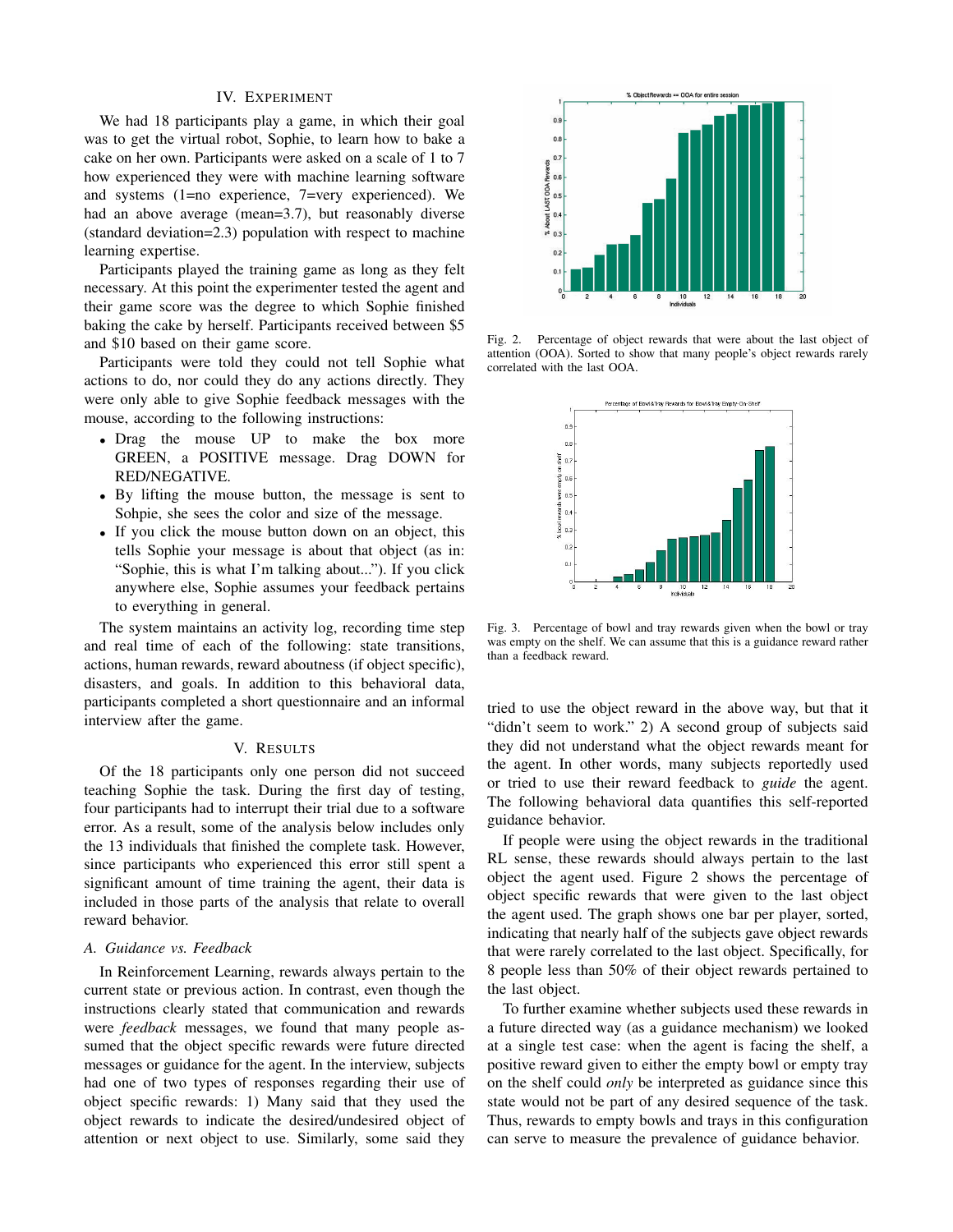## IV. Experiment

We had 18 participants play a game, in which their goal was to get the virtual robot, Sophie, to learn how to bake a cake on her own. Participants were asked on a scale of 1 to 7 how experienced they were with machine learning software and systems (1=no experience, 7=very experienced). We had an above average (mean=3.7), but reasonably diverse (standard deviation=2.3) population with respect to machine learning expertise.

Participants played the training game as long as they felt necessary. At this point the experimenter tested the agent and their game score was the degree to which Sophie finished baking the cake by herself. Participants received between $5 and $10 based on their game score.

Participants were told they could not tell Sophie what actions to do, nor could they do any actions directly. They were only able to give Sophie feedback messages with the mouse, according to the following instructions:

- Drag the mouse UP to make the box more GREEN, a POSITIVE message. Drag DOWN for RED/NEGATIVE.
- By lifting the mouse button, the message is sent to Sohpie, she sees the color and size of the message.
- If you click the mouse button down on an object, this tells Sophie your message is about that object (as in: "Sophie, this is what I'm talking about..."). If you click anywhere else, Sophie assumes your feedback pertains to everything in general.

The system maintains an activity log, recording time step and real time of each of the following: state transitions, actions, human rewards, reward aboutness (if object specific), disasters, and goals. In addition to this behavioral data, participants completed a short questionnaire and an informal interview after the game.

## V. Results

Of the 18 participants only one person did not succeed teaching Sophie the task. During the first day of testing, four participants had to interrupt their trial due to a software error. As a result, some of the analysis below includes only the 13 individuals that finished the complete task. However, since participants who experienced this error still spent a significant amount of time training the agent, their data is included in those parts of the analysis that relate to overall reward behavior.

### A. Guidance vs. Feedback

In Reinforcement Learning, rewards always pertain to the current state or previous action. In contrast, even though the instructions clearly stated that communication and rewards were *feedback* messages, we found that many people assumed that the object specific rewards were future directed messages or guidance for the agent. In the interview, subjects had one of two types of responses regarding their use of object specific rewards: 1) Many said that they used the object rewards to indicate the desired/undesired object of attention or next object to use. Similarly, some said they tried to use the object reward in the above way, but that it "didn't seem to work." 2) A second group of subjects said they did not understand what the object rewards meant for the agent. In other words, many subjects reportedly used or tried to use their reward feedback to *guide* the agent. The following behavioral data quantifies this self-reported guidance behavior.

If people were using the object rewards in the traditional RL sense, these rewards should always pertain to the last object the agent used. Figure 2 shows the percentage of object specific rewards that were given to the last object the agent used. The graph shows one bar per player, sorted, indicating that nearly half of the subjects gave object rewards that were rarely correlated to the last object. Specifically, for 8 people less than 50% of their object rewards pertained to the last object.

To further examine whether subjects used these rewards in a future directed way (as a guidance mechanism) we looked at a single test case: when the agent is facing the shelf, a positive reward given to either the empty bowl or empty tray on the shelf could *only* be interpreted as guidance since this state would not be part of any desired sequence of the task. Thus, rewards to empty bowls and trays in this configuration can serve to measure the prevalence of guidance behavior.

% ObjectRewards == OOA for entire session

% About LAST OOA Rewards

Individuals

0 0.1 0.2 0.3 0.4 0.5 0.6 0.7 0.8 0.9 1

0 2 4 6 8 10 12 14 16 18 20

Fig. 2. Percentage of object rewards that were about the last object of attention (OOA). Sorted to show that many people's object rewards rarely correlated with the last OOA.

Percentage of Bowl&Tray Rewards for Bowl&Tray Empty-On-Shelf

% bowl rewards were empty on shelf

Individuals

0 0.1 0.2 0.3 0.4 0.5 0.6 0.7 0.8 0.9 1

0 2 4 6 8 10 12 14 16 18 20

Fig. 3. Percentage of bowl and tray rewards given when the bowl or tray was empty on the shelf. We can assume that this is a guidance reward rather than a feedback reward.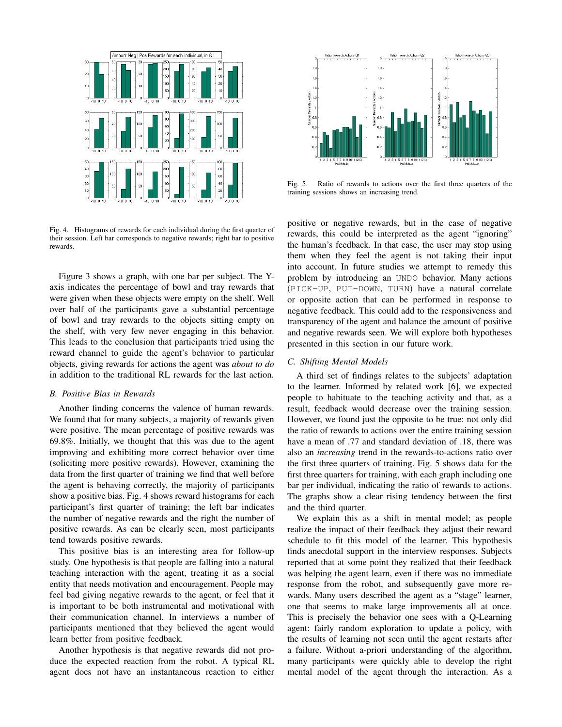Fig. 4. Histograms of rewards for each individual during the first quarter of their session. Left bar corresponds to negative rewards; right bar to positive rewards.

Fig. 5. Ratio of rewards to actions over the first three quarters of the training sessions shows an increasing trend.

Figure 3 shows a graph, with one bar per subject. The Y-axis indicates the percentage of bowl and tray rewards that were given when these objects were empty on the shelf. Well over half of the participants gave a substantial percentage of bowl and tray rewards to the objects sitting empty on the shelf, with very few never engaging in this behavior. This leads to the conclusion that participants tried using the reward channel to guide the agent's behavior to particular objects, giving rewards for actions the agent was *about to do* in addition to the traditional RL rewards for the last action.

### B. Positive Bias in Rewards

Another finding concerns the valence of human rewards. We found that for many subjects, a majority of rewards given were positive. The mean percentage of positive rewards was 69.8%. Initially, we thought that this was due to the agent improving and exhibiting more correct behavior over time (soliciting more positive rewards). However, examining the data from the first quarter of training we find that well before the agent is behaving correctly, the majority of participants show a positive bias. Fig. 4 shows reward histograms for each participant's first quarter of training; the left bar indicates the number of negative rewards and the right the number of positive rewards. As can be clearly seen, most participants tend towards positive rewards.

This positive bias is an interesting area for follow-up study. One hypothesis is that people are falling into a natural teaching interaction with the agent, treating it as a social entity that needs motivation and encouragement. People may feel bad giving negative rewards to the agent, or feel that it is important to be both instrumental and motivational with their communication channel. In interviews a number of participants mentioned that they believed the agent would learn better from positive feedback.

Another hypothesis is that negative rewards did not produce the expected reaction from the robot. A typical RL agent does not have an instantaneous reaction to either positive or negative rewards, but in the case of negative rewards, this could be interpreted as the agent "ignoring" the human's feedback. In that case, the user may stop using them when they feel the agent is not taking their input into account. In future studies we attempt to remedy this problem by introducing an `UNDO` behavior. Many actions (`PICK-UP`, `PUT-DOWN`, `TURN`) have a natural correlate or opposite action that can be performed in response to negative feedback. This could add to the responsiveness and transparency of the agent and balance the amount of positive and negative rewards seen. We will explore both hypotheses presented in this section in our future work.

### C. Shifting Mental Models

A third set of findings relates to the subjects' adaptation to the learner. Informed by related work [6], we expected people to habituate to the teaching activity and that, as a result, feedback would decrease over the training session. However, we found just the opposite to be true: not only did the ratio of rewards to actions over the entire training session have a mean of .77 and standard deviation of .18, there was also an *increasing* trend in the rewards-to-actions ratio over the first three quarters of training. Fig. 5 shows data for the first three quarters for training, with each graph including one bar per individual, indicating the ratio of rewards to actions. The graphs show a clear rising tendency between the first and the third quarter.

We explain this as a shift in mental model; as people realize the impact of their feedback they adjust their reward schedule to fit this model of the learner. This hypothesis finds anecdotal support in the interview responses. Subjects reported that at some point they realized that their feedback was helping the agent learn, even if there was no immediate response from the robot, and subsequently gave more rewards. Many users described the agent as a "stage" learner, one that seems to make large improvements all at once. This is precisely the behavior one sees with a Q-Learning agent: fairly random exploration to update a policy, with the results of learning not seen until the agent restarts after a failure. Without a-priori understanding of the algorithm, many participants were quickly able to develop the right mental model of the agent through the interaction. As a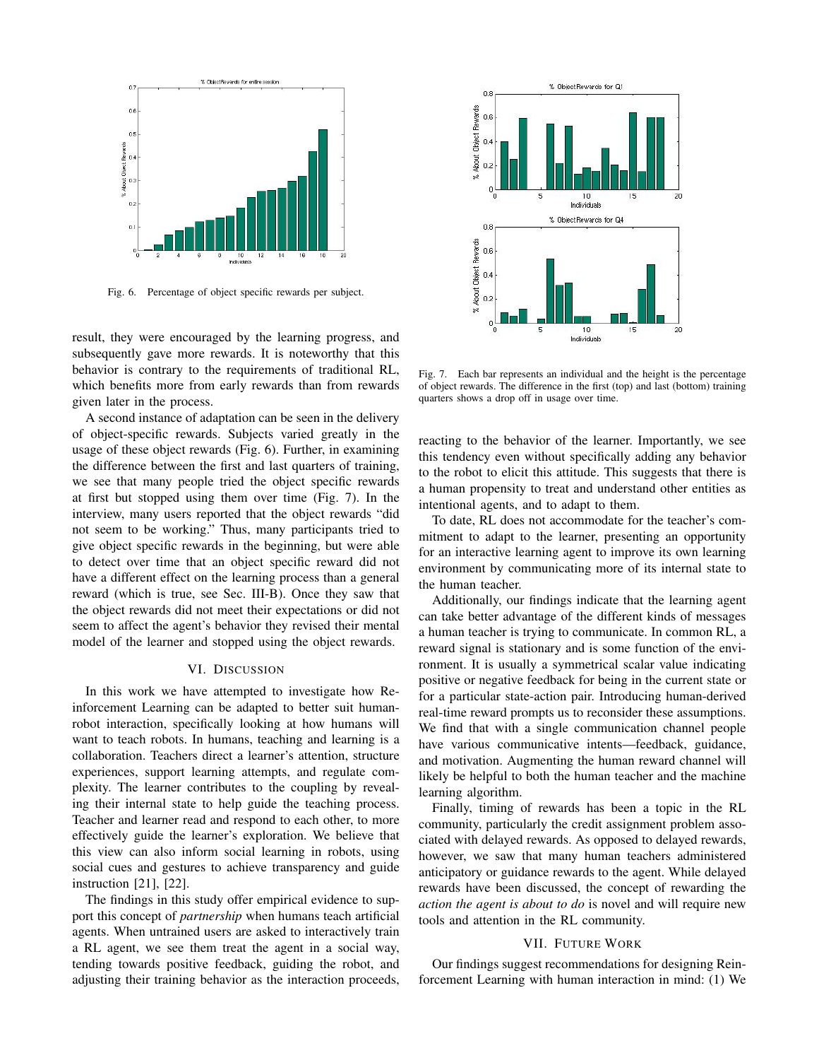% ObjectRewards for entire session

% About Object Rewards

0.7
0.6
0.5
0.4
0.3
0.2
0.1
0

0 2 4 6 8 10 12 14 16 18 20

Individuals

Fig. 6. Percentage of object specific rewards per subject.

result, they were encouraged by the learning progress, and subsequently gave more rewards. It is noteworthy that this behavior is contrary to the requirements of traditional RL, which benefits more from early rewards than from rewards given later in the process.

A second instance of adaptation can be seen in the delivery of object-specific rewards. Subjects varied greatly in the usage of these object rewards (Fig. 6). Further, in examining the difference between the first and last quarters of training, we see that many people tried the object specific rewards at first but stopped using them over time (Fig. 7). In the interview, many users reported that the object rewards "did not seem to be working." Thus, many participants tried to give object specific rewards in the beginning, but were able to detect over time that an object specific reward did not have a different effect on the learning process than a general reward (which is true, see Sec. III-B). Once they saw that the object rewards did not meet their expectations or did not seem to affect the agent's behavior they revised their mental model of the learner and stopped using the object rewards.

% ObjectRewards for Q1

% About Object Rewards

0.8
0.6
0.4
0.2
0

0 5 10 15 20

Individuals

% ObjectRewards for Q4

% About Object Rewards

0.8
0.6
0.4
0.2
0

0 5 10 15 20

Individuals

Fig. 7. Each bar represents an individual and the height is the percentage of object rewards. The difference in the first (top) and last (bottom) training quarters shows a drop off in usage over time.

## VI. Discussion

In this work we have attempted to investigate how Reinforcement Learning can be adapted to better suit human-robot interaction, specifically looking at how humans will want to teach robots. In humans, teaching and learning is a collaboration. Teachers direct a learner's attention, structure experiences, support learning attempts, and regulate complexity. The learner contributes to the coupling by revealing their internal state to help guide the teaching process. Teacher and learner read and respond to each other, to more effectively guide the learner's exploration. We believe that this view can also inform social learning in robots, using social cues and gestures to achieve transparency and guide instruction [21], [22].

The findings in this study offer empirical evidence to support this concept of *partnership* when humans teach artificial agents. When untrained users are asked to interactively train a RL agent, we see them treat the agent in a social way, tending towards positive feedback, guiding the robot, and adjusting their training behavior as the interaction proceeds, reacting to the behavior of the learner. Importantly, we see this tendency even without specifically adding any behavior to the robot to elicit this attitude. This suggests that there is a human propensity to treat and understand other entities as intentional agents, and to adapt to them.

To date, RL does not accommodate for the teacher's commitment to adapt to the learner, presenting an opportunity for an interactive learning agent to improve its own learning environment by communicating more of its internal state to the human teacher.

Additionally, our findings indicate that the learning agent can take better advantage of the different kinds of messages a human teacher is trying to communicate. In common RL, a reward signal is stationary and is some function of the environment. It is usually a symmetrical scalar value indicating positive or negative feedback for being in the current state or for a particular state-action pair. Introducing human-derived real-time reward prompts us to reconsider these assumptions. We find that with a single communication channel people have various communicative intents—feedback, guidance, and motivation. Augmenting the human reward channel will likely be helpful to both the human teacher and the machine learning algorithm.

Finally, timing of rewards has been a topic in the RL community, particularly the credit assignment problem associated with delayed rewards. As opposed to delayed rewards, however, we saw that many human teachers administered anticipatory or guidance rewards to the agent. While delayed rewards have been discussed, the concept of rewarding the *action the agent is about to do* is novel and will require new tools and attention in the RL community.

## VII. Future Work

Our findings suggest recommendations for designing Reinforcement Learning with human interaction in mind: (1) We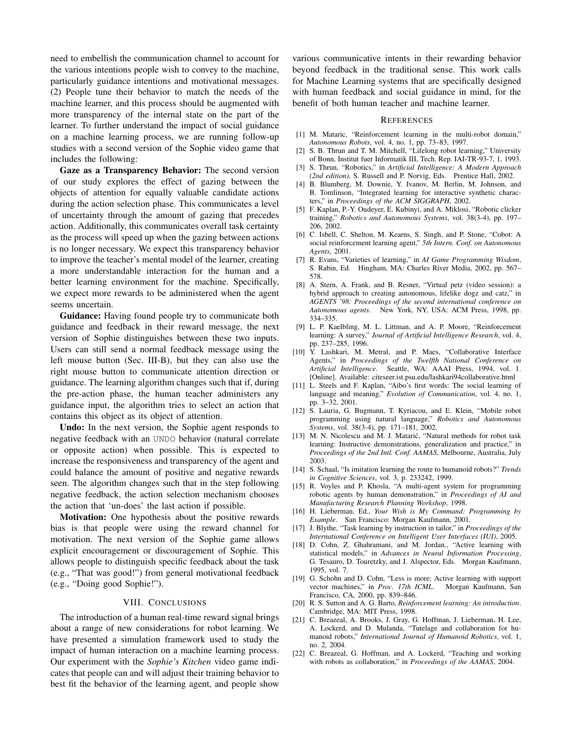need to embellish the communication channel to account for the various intentions people wish to convey to the machine, particularly guidance intentions and motivational messages. (2) People tune their behavior to match the needs of the machine learner, and this process should be augmented with more transparency of the internal state on the part of the learner. To further understand the impact of social guidance on a machine learning process, we are running follow-up studies with a second version of the Sophie video game that includes the following:

**Gaze as a Transparency Behavior:** The second version of our study explores the effect of gazing between the objects of attention for equally valuable candidate actions during the action selection phase. This communicates a level of uncertainty through the amount of gazing that precedes action. Additionally, this communicates overall task certainty as the process will speed up when the gazing between actions is no longer necessary. We expect this transparency behavior to improve the teacher's mental model of the learner, creating a more understandable interaction for the human and a better learning environment for the machine. Specifically, we expect more rewards to be administered when the agent seems uncertain.

**Guidance:** Having found people try to communicate both guidance and feedback in their reward message, the next version of Sophie distinguishes between these two inputs. Users can still send a normal feedback message using the left mouse button (Sec. III-B), but they can also use the right mouse button to communicate attention direction or guidance. The learning algorithm changes such that if, during the pre-action phase, the human teacher administers any guidance input, the algorithm tries to select an action that contains this object as its object of attention.

**Undo:** In the next version, the Sophie agent responds to negative feedback with an `UNDO` behavior (natural correlate or opposite action) when possible. This is expected to increase the responsiveness and transparency of the agent and could balance the amount of positive and negative rewards seen. The algorithm changes such that in the step following negative feedback, the action selection mechanism chooses the action that 'un-does' the last action if possible.

**Motivation:** One hypothesis about the positive rewards bias is that people were using the reward channel for motivation. The next version of the Sophie game allows explicit encouragement or discouragement of Sophie. This allows people to distinguish specific feedback about the task (e.g., "That was good!") from general motivational feedback (e.g., "Doing good Sophie!").

## VIII. Conclusions

The introduction of a human real-time reward signal brings about a range of new considerations for robot learning. We have presented a simulation framework used to study the impact of human interaction on a machine learning process. Our experiment with the *Sophie's Kitchen* video game indicates that people can and will adjust their training behavior to best fit the behavior of the learning agent, and people show various communicative intents in their rewarding behavior beyond feedback in the traditional sense. This work calls for Machine Learning systems that are specifically designed with human feedback and social guidance in mind, for the benefit of both human teacher and machine learner.

## References

[1] M. Mataric, "Reinforcement learning in the multi-robot domain," *Autonomous Robots*, vol. 4, no. 1, pp. 73–83, 1997.

[2] S. B. Thrun and T. M. Mitchell, "Lifelong robot learning," University of Bonn, Institut fuer Informatik III, Tech. Rep. IAI-TR-93-7, 1, 1993.

[3] S. Thrun, "Robotics," in *Artificial Intelligence: A Modern Approach (2nd edition)*, S. Russell and P. Norvig, Eds. Prentice Hall, 2002.

[4] B. Blumberg, M. Downie, Y. Ivanov, M. Berlin, M. Johnson, and B. Tomlinson, "Integrated learning for interactive synthetic characters," in *Proceedings of the ACM SIGGRAPH*, 2002.

[5] F. Kaplan, P.-Y. Oudeyer, E. Kubinyi, and A. Miklosi, "Robotic clicker training," *Robotics and Autonomous Systems*, vol. 38(3-4), pp. 197–206, 2002.

[6] C. Isbell, C. Shelton, M. Kearns, S. Singh, and P. Stone, "Cobot: A social reinforcement learning agent," *5th Intern. Conf. on Autonomous Agents*, 2001.

[7] R. Evans, "Varieties of learning," in *AI Game Programming Wisdom*, S. Rabin, Ed. Hingham, MA: Charles River Media, 2002, pp. 567–578.

[8] A. Stern, A. Frank, and B. Resner, "Virtual petz (video session): a hybrid approach to creating autonomous, lifelike dogz and catz," in *AGENTS '98: Proceedings of the second international conference on Autonomous agents*. New York, NY, USA: ACM Press, 1998, pp. 334–335.

[9] L. P. Kaelbling, M. L. Littman, and A. P. Moore, "Reinforcement learning: A survey," *Journal of Artificial Intelligence Research*, vol. 4, pp. 237–285, 1996.

[10] Y. Lashkari, M. Metral, and P. Maes, "Collaborative Interface Agents," in *Proceedings of the Twelfth National Conference on Artificial Intelligence*. Seattle, WA: AAAI Press, 1994, vol. 1. [Online]. Available: citeseer.ist.psu.edu/lashkari94collaborative.html

[11] L. Steels and F. Kaplan, "Aibo's first words: The social learning of language and meaning," *Evolution of Communication*, vol. 4, no. 1, pp. 3–32, 2001.

[12] S. Lauria, G. Bugmann, T. Kyriacou, and E. Klein, "Mobile robot programming using natural language," *Robotics and Autonomous Systems*, vol. 38(3-4), pp. 171–181, 2002.

[13] M. N. Nicolescu and M. J. Matarić, "Natural methods for robot task learning: Instructive demonstrations, generalization and practice," in *Proceedings of the 2nd Intl. Conf. AAMAS*, Melbourne, Australia, July 2003.

[14] S. Schaal, "Is imitation learning the route to humanoid robots?" *Trends in Cognitive Sciences*, vol. 3, p. 233242, 1999.

[15] R. Voyles and P. Khosla, "A multi-agent system for programming robotic agents by human demonstration," in *Proceedings of AI and Manufacturing Research Planning Workshop*, 1998.

[16] H. Lieberman, Ed., *Your Wish is My Command: Programming by Example*. San Francisco: Morgan Kaufmann, 2001.

[17] J. Blythe, "Task learning by instruction in tailor," in *Proceedings of the International Conference on Intelligent User Interfaces (IUI)*, 2005.

[18] D. Cohn, Z. Ghahramani, and M. Jordan., "Active learning with statistical models," in *Advances in Neural Information Processing*, G. Tesauro, D. Touretzky, and J. Alspector, Eds. Morgan Kaufmann, 1995, vol. 7.

[19] G. Schohn and D. Cohn, "Less is more: Active learning with support vector machines," in *Proc. 17th ICML*. Morgan Kaufmann, San Francisco, CA, 2000, pp. 839–846.

[20] R. S. Sutton and A. G. Barto, *Reinforcement learning: An introduction*. Cambridge, MA: MIT Press, 1998.

[21] C. Breazeal, A. Brooks, J. Gray, G. Hoffman, J. Lieberman, H. Lee, A. Lockerd, and D. Mulanda, "Tutelage and collaboration for humanoid robots," *International Journal of Humanoid Robotics*, vol. 1, no. 2, 2004.

[22] C. Breazeal, G. Hoffman, and A. Lockerd, "Teaching and working with robots as collaboration," in *Proceedings of the AAMAS*, 2004.